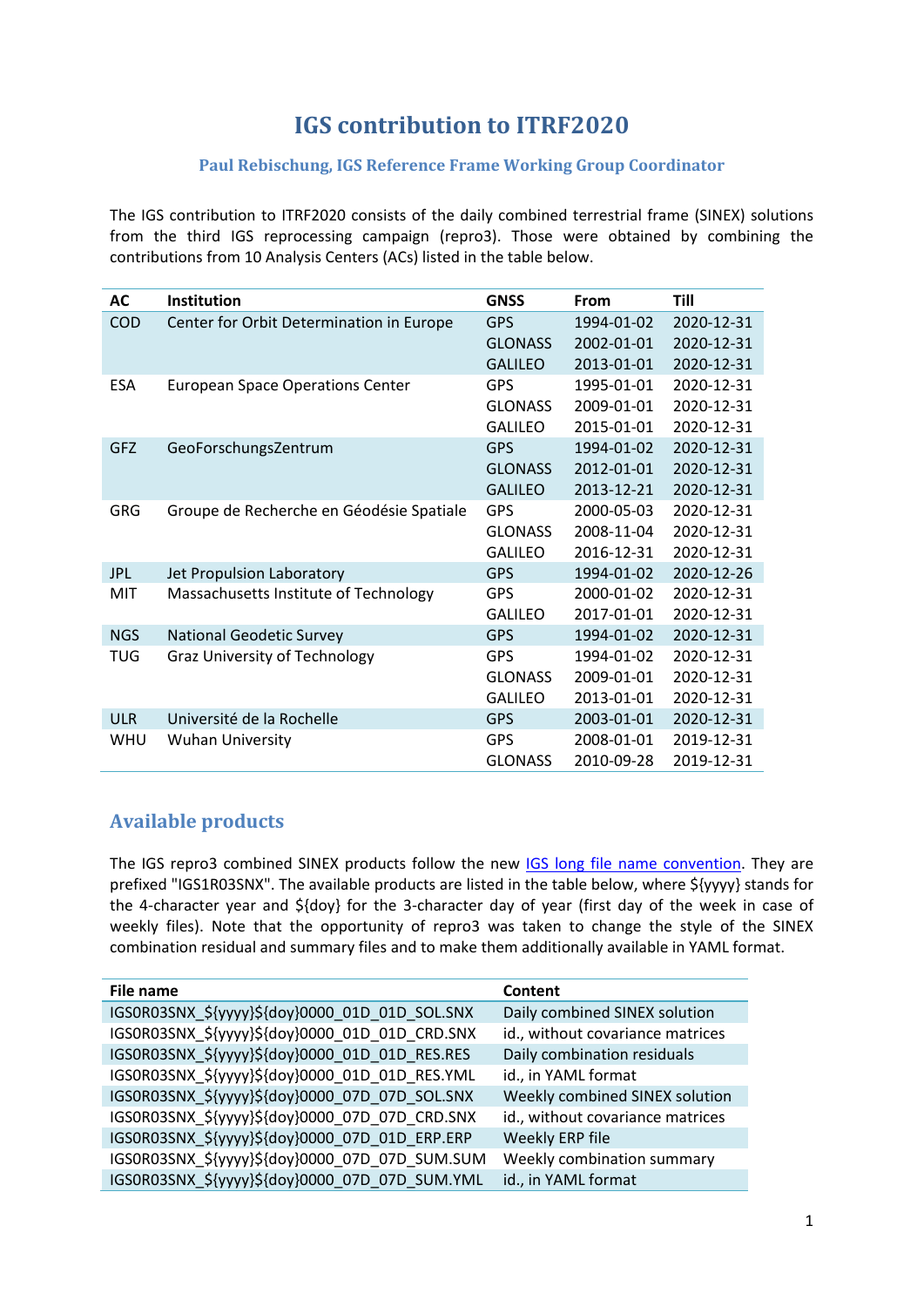# IGS contribution to ITRF2020

### Paul Rebischung, IGS Reference Frame Working Group Coordinator

The IGS contribution to ITRF2020 consists of the daily combined terrestrial frame (SINEX) solutions from the third IGS reprocessing campaign (repro3). Those were obtained by combining the contributions from 10 Analysis Centers (ACs) listed in the table below.

| AC | Institution | GNSS | From | Till |
|---|---|---|---|---|
| COD | Center for Orbit Determination in Europe | GPS | 1994-01-02 | 2020-12-31 |
| | | GLONASS | 2002-01-01 | 2020-12-31 |
| | | GALILEO | 2013-01-01 | 2020-12-31 |
| ESA | European Space Operations Center | GPS | 1995-01-01 | 2020-12-31 |
| | | GLONASS | 2009-01-01 | 2020-12-31 |
| | | GALILEO | 2015-01-01 | 2020-12-31 |
| GFZ | GeoForschungsZentrum | GPS | 1994-01-02 | 2020-12-31 |
| | | GLONASS | 2012-01-01 | 2020-12-31 |
| | | GALILEO | 2013-12-21 | 2020-12-31 |
| GRG | Groupe de Recherche en Géodésie Spatiale | GPS | 2000-05-03 | 2020-12-31 |
| | | GLONASS | 2008-11-04 | 2020-12-31 |
| | | GALILEO | 2016-12-31 | 2020-12-31 |
| JPL | Jet Propulsion Laboratory | GPS | 1994-01-02 | 2020-12-26 |
| MIT | Massachusetts Institute of Technology | GPS | 2000-01-02 | 2020-12-31 |
| | | GALILEO | 2017-01-01 | 2020-12-31 |
| NGS | National Geodetic Survey | GPS | 1994-01-02 | 2020-12-31 |
| TUG | Graz University of Technology | GPS | 1994-01-02 | 2020-12-31 |
| | | GLONASS | 2009-01-01 | 2020-12-31 |
| | | GALILEO | 2013-01-01 | 2020-12-31 |
| ULR | Université de la Rochelle | GPS | 2003-01-01 | 2020-12-31 |
| WHU | Wuhan University | GPS | 2008-01-01 | 2019-12-31 |
| | | GLONASS | 2010-09-28 | 2019-12-31 |

## Available products

The IGS repro3 combined SINEX products follow the new IGS long file name convention. They are prefixed "IGS1R03SNX". The available products are listed in the table below, where ${yyyy} stands for the 4-character year and ${doy} for the 3-character day of year (first day of the week in case of weekly files). Note that the opportunity of repro3 was taken to change the style of the SINEX combination residual and summary files and to make them additionally available in YAML format.

| File name | Content |
|---|---|
| IGS0R03SNX_${yyyy}${doy}0000_01D_01D_SOL.SNX | Daily combined SINEX solution |
| IGS0R03SNX_${yyyy}${doy}0000_01D_01D_CRD.SNX | id., without covariance matrices |
| IGS0R03SNX_${yyyy}${doy}0000_01D_01D_RES.RES | Daily combination residuals |
| IGS0R03SNX_${yyyy}${doy}0000_01D_01D_RES.YML | id., in YAML format |
| IGS0R03SNX_${yyyy}${doy}0000_07D_07D_SOL.SNX | Weekly combined SINEX solution |
| IGS0R03SNX_${yyyy}${doy}0000_07D_07D_CRD.SNX | id., without covariance matrices |
| IGS0R03SNX_${yyyy}${doy}0000_07D_01D_ERP.ERP | Weekly ERP file |
| IGS0R03SNX_${yyyy}${doy}0000_07D_07D_SUM.SUM | Weekly combination summary |
| IGS0R03SNX_${yyyy}${doy}0000_07D_07D_SUM.YML | id., in YAML format |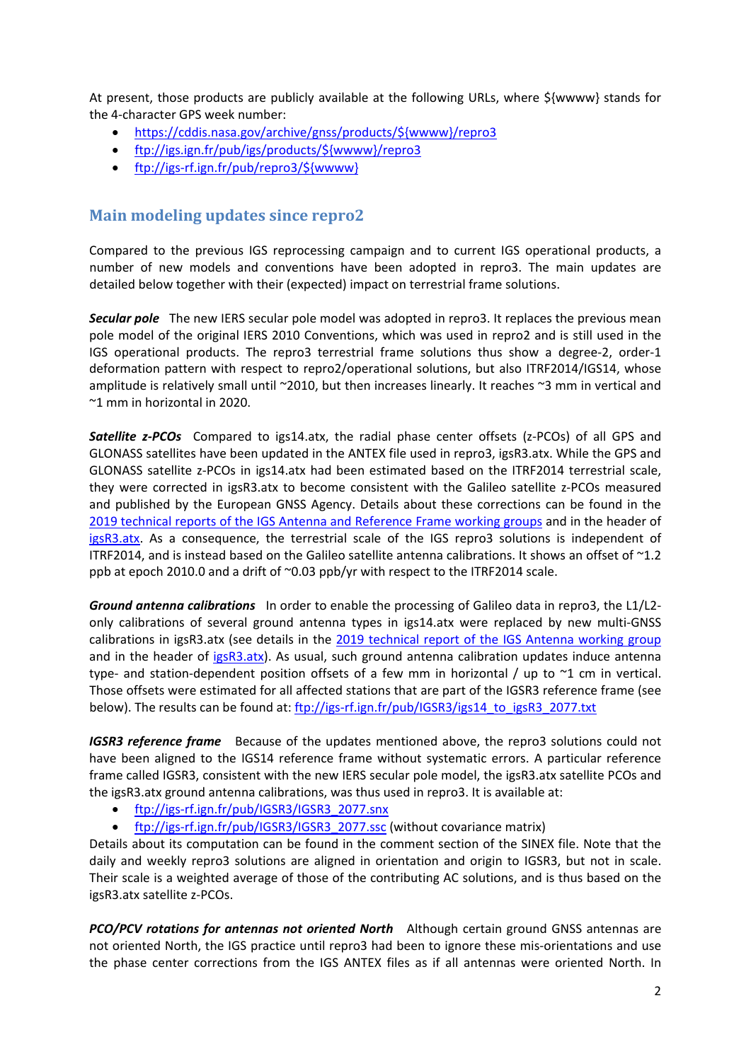At present, those products are publicly available at the following URLs, where ${wwww} stands for the 4-character GPS week number:

- https://cddis.nasa.gov/archive/gnss/products/${wwww}/repro3
- ftp://igs.ign.fr/pub/igs/products/${wwww}/repro3
- ftp://igs-rf.ign.fr/pub/repro3/${wwww}

## Main modeling updates since repro2

Compared to the previous IGS reprocessing campaign and to current IGS operational products, a number of new models and conventions have been adopted in repro3. The main updates are detailed below together with their (expected) impact on terrestrial frame solutions.

***Secular pole*** The new IERS secular pole model was adopted in repro3. It replaces the previous mean pole model of the original IERS 2010 Conventions, which was used in repro2 and is still used in the IGS operational products. The repro3 terrestrial frame solutions thus show a degree-2, order-1 deformation pattern with respect to repro2/operational solutions, but also ITRF2014/IGS14, whose amplitude is relatively small until ~2010, but then increases linearly. It reaches ~3 mm in vertical and ~1 mm in horizontal in 2020.

***Satellite z-PCOs*** Compared to igs14.atx, the radial phase center offsets (z-PCOs) of all GPS and GLONASS satellites have been updated in the ANTEX file used in repro3, igsR3.atx. While the GPS and GLONASS satellite z-PCOs in igs14.atx had been estimated based on the ITRF2014 terrestrial scale, they were corrected in igsR3.atx to become consistent with the Galileo satellite z-PCOs measured and published by the European GNSS Agency. Details about these corrections can be found in the 2019 technical reports of the IGS Antenna and Reference Frame working groups and in the header of igsR3.atx. As a consequence, the terrestrial scale of the IGS repro3 solutions is independent of ITRF2014, and is instead based on the Galileo satellite antenna calibrations. It shows an offset of ~1.2 ppb at epoch 2010.0 and a drift of ~0.03 ppb/yr with respect to the ITRF2014 scale.

***Ground antenna calibrations*** In order to enable the processing of Galileo data in repro3, the L1/L2-only calibrations of several ground antenna types in igs14.atx were replaced by new multi-GNSS calibrations in igsR3.atx (see details in the 2019 technical report of the IGS Antenna working group and in the header of igsR3.atx). As usual, such ground antenna calibration updates induce antenna type- and station-dependent position offsets of a few mm in horizontal / up to ~1 cm in vertical. Those offsets were estimated for all affected stations that are part of the IGSR3 reference frame (see below). The results can be found at: ftp://igs-rf.ign.fr/pub/IGSR3/igs14_to_igsR3_2077.txt

***IGSR3 reference frame*** Because of the updates mentioned above, the repro3 solutions could not have been aligned to the IGS14 reference frame without systematic errors. A particular reference frame called IGSR3, consistent with the new IERS secular pole model, the igsR3.atx satellite PCOs and the igsR3.atx ground antenna calibrations, was thus used in repro3. It is available at:

- ftp://igs-rf.ign.fr/pub/IGSR3/IGSR3_2077.snx
- ftp://igs-rf.ign.fr/pub/IGSR3/IGSR3_2077.ssc (without covariance matrix)

Details about its computation can be found in the comment section of the SINEX file. Note that the daily and weekly repro3 solutions are aligned in orientation and origin to IGSR3, but not in scale. Their scale is a weighted average of those of the contributing AC solutions, and is thus based on the igsR3.atx satellite z-PCOs.

***PCO/PCV rotations for antennas not oriented North*** Although certain ground GNSS antennas are not oriented North, the IGS practice until repro3 had been to ignore these mis-orientations and use the phase center corrections from the IGS ANTEX files as if all antennas were oriented North. In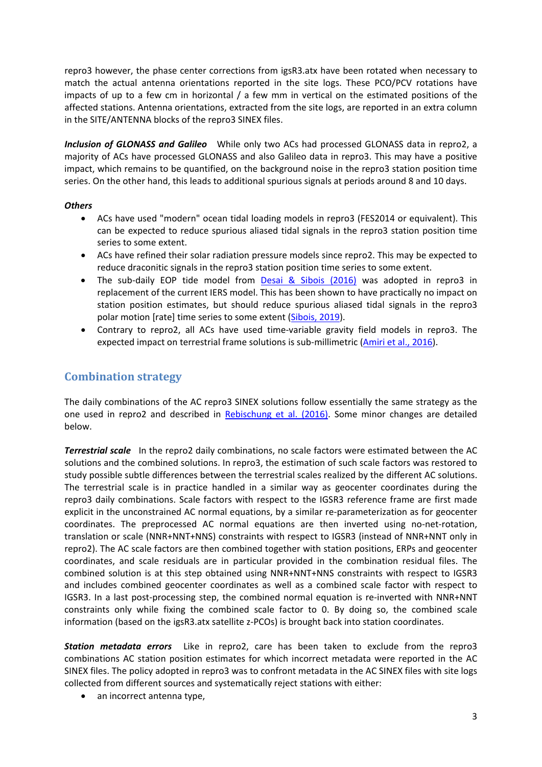repro3 however, the phase center corrections from igsR3.atx have been rotated when necessary to match the actual antenna orientations reported in the site logs. These PCO/PCV rotations have impacts of up to a few cm in horizontal / a few mm in vertical on the estimated positions of the affected stations. Antenna orientations, extracted from the site logs, are reported in an extra column in the SITE/ANTENNA blocks of the repro3 SINEX files.

***Inclusion of GLONASS and Galileo*** While only two ACs had processed GLONASS data in repro2, a majority of ACs have processed GLONASS and also Galileo data in repro3. This may have a positive impact, which remains to be quantified, on the background noise in the repro3 station position time series. On the other hand, this leads to additional spurious signals at periods around 8 and 10 days.

***Others***

- ACs have used "modern" ocean tidal loading models in repro3 (FES2014 or equivalent). This can be expected to reduce spurious aliased tidal signals in the repro3 station position time series to some extent.
- ACs have refined their solar radiation pressure models since repro2. This may be expected to reduce draconitic signals in the repro3 station position time series to some extent.
- The sub-daily EOP tide model from Desai & Sibois (2016) was adopted in repro3 in replacement of the current IERS model. This has been shown to have practically no impact on station position estimates, but should reduce spurious aliased tidal signals in the repro3 polar motion [rate] time series to some extent (Sibois, 2019).
- Contrary to repro2, all ACs have used time-variable gravity field models in repro3. The expected impact on terrestrial frame solutions is sub-millimetric (Amiri et al., 2016).

## Combination strategy

The daily combinations of the AC repro3 SINEX solutions follow essentially the same strategy as the one used in repro2 and described in Rebischung et al. (2016). Some minor changes are detailed below.

***Terrestrial scale*** In the repro2 daily combinations, no scale factors were estimated between the AC solutions and the combined solutions. In repro3, the estimation of such scale factors was restored to study possible subtle differences between the terrestrial scales realized by the different AC solutions. The terrestrial scale is in practice handled in a similar way as geocenter coordinates during the repro3 daily combinations. Scale factors with respect to the IGSR3 reference frame are first made explicit in the unconstrained AC normal equations, by a similar re-parameterization as for geocenter coordinates. The preprocessed AC normal equations are then inverted using no-net-rotation, translation or scale (NNR+NNT+NNS) constraints with respect to IGSR3 (instead of NNR+NNT only in repro2). The AC scale factors are then combined together with station positions, ERPs and geocenter coordinates, and scale residuals are in particular provided in the combination residual files. The combined solution is at this step obtained using NNR+NNT+NNS constraints with respect to IGSR3 and includes combined geocenter coordinates as well as a combined scale factor with respect to IGSR3. In a last post-processing step, the combined normal equation is re-inverted with NNR+NNT constraints only while fixing the combined scale factor to 0. By doing so, the combined scale information (based on the igsR3.atx satellite z-PCOs) is brought back into station coordinates.

***Station metadata errors*** Like in repro2, care has been taken to exclude from the repro3 combinations AC station position estimates for which incorrect metadata were reported in the AC SINEX files. The policy adopted in repro3 was to confront metadata in the AC SINEX files with site logs collected from different sources and systematically reject stations with either:

- an incorrect antenna type,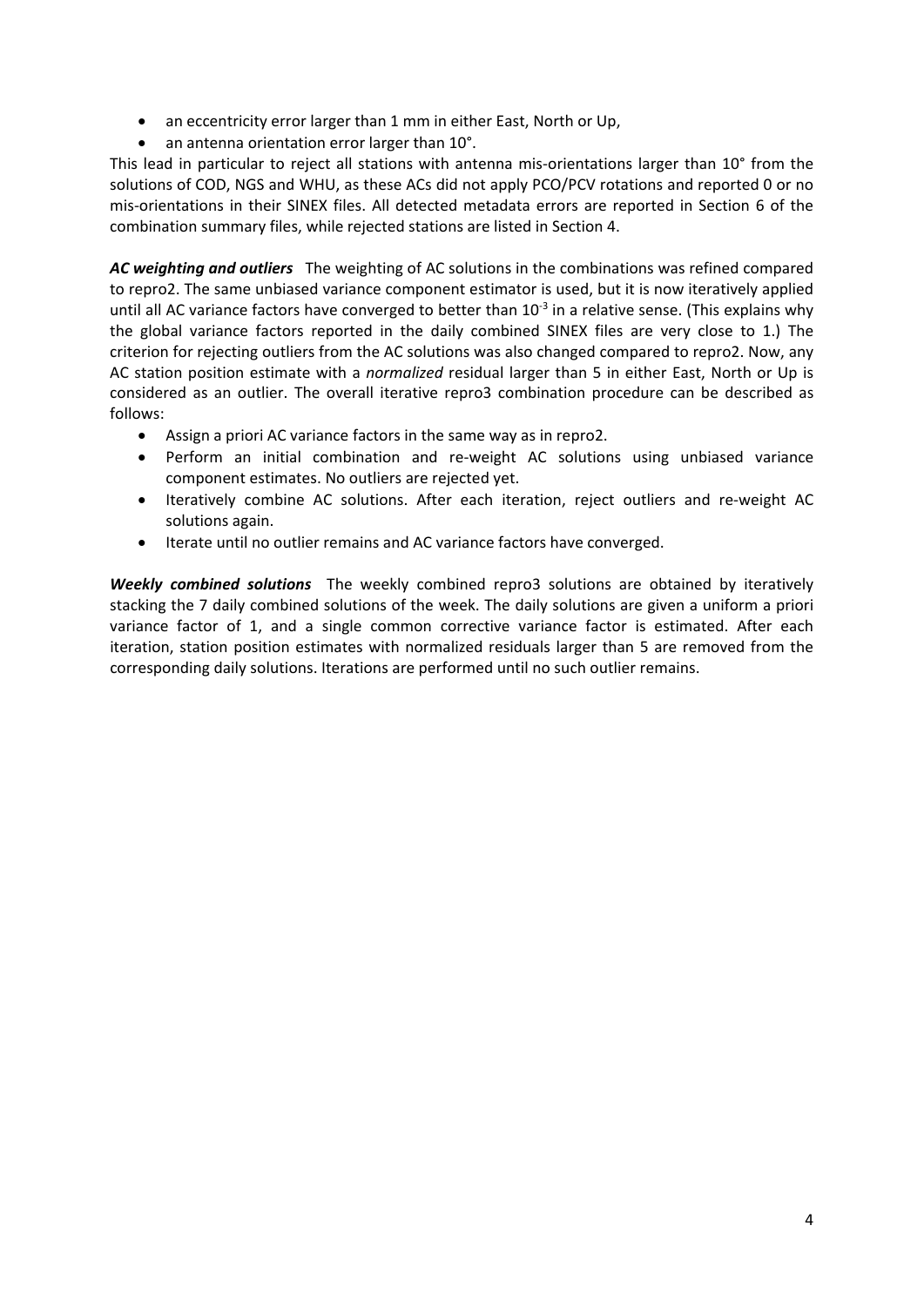- an eccentricity error larger than 1 mm in either East, North or Up,
- an antenna orientation error larger than 10°.

This lead in particular to reject all stations with antenna mis-orientations larger than 10° from the solutions of COD, NGS and WHU, as these ACs did not apply PCO/PCV rotations and reported 0 or no mis-orientations in their SINEX files. All detected metadata errors are reported in Section 6 of the combination summary files, while rejected stations are listed in Section 4.

***AC weighting and outliers*** The weighting of AC solutions in the combinations was refined compared to repro2. The same unbiased variance component estimator is used, but it is now iteratively applied until all AC variance factors have converged to better than $10^{-3}$ in a relative sense. (This explains why the global variance factors reported in the daily combined SINEX files are very close to 1.) The criterion for rejecting outliers from the AC solutions was also changed compared to repro2. Now, any AC station position estimate with a *normalized* residual larger than 5 in either East, North or Up is considered as an outlier. The overall iterative repro3 combination procedure can be described as follows:

- Assign a priori AC variance factors in the same way as in repro2.
- Perform an initial combination and re-weight AC solutions using unbiased variance component estimates. No outliers are rejected yet.
- Iteratively combine AC solutions. After each iteration, reject outliers and re-weight AC solutions again.
- Iterate until no outlier remains and AC variance factors have converged.

***Weekly combined solutions*** The weekly combined repro3 solutions are obtained by iteratively stacking the 7 daily combined solutions of the week. The daily solutions are given a uniform a priori variance factor of 1, and a single common corrective variance factor is estimated. After each iteration, station position estimates with normalized residuals larger than 5 are removed from the corresponding daily solutions. Iterations are performed until no such outlier remains.